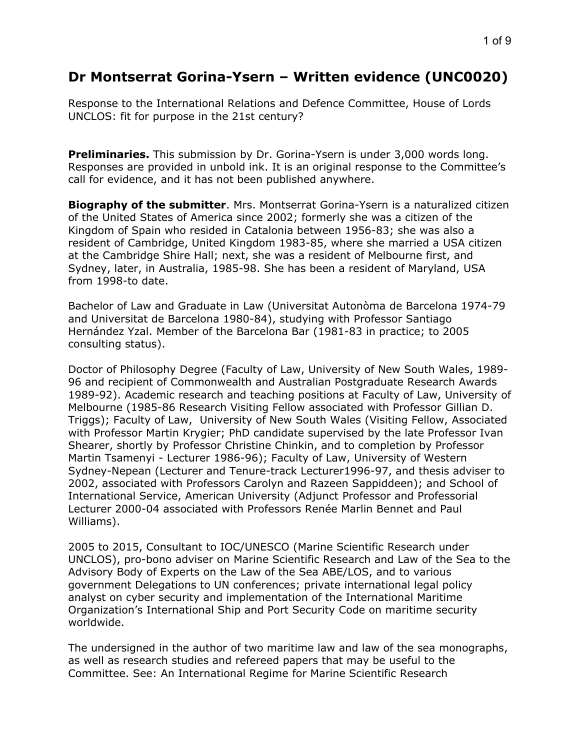# Dr Montserrat Gorina-Ysern – Written evidence (UNC0020)

Response to the International Relations and Defence Committee, House of Lords UNCLOS: fit for purpose in the 21st century?

**Preliminaries.** This submission by Dr. Gorina-Ysern is under 3,000 words long. Responses are provided in unbold ink. It is an original response to the Committee's call for evidence, and it has not been published anywhere.

**Biography of the submitter**. Mrs. Montserrat Gorina-Ysern is a naturalized citizen of the United States of America since 2002; formerly she was a citizen of the Kingdom of Spain who resided in Catalonia between 1956-83; she was also a resident of Cambridge, United Kingdom 1983-85, where she married a USA citizen at the Cambridge Shire Hall; next, she was a resident of Melbourne first, and Sydney, later, in Australia, 1985-98. She has been a resident of Maryland, USA from 1998-to date.

Bachelor of Law and Graduate in Law (Universitat Autonòma de Barcelona 1974-79 and Universitat de Barcelona 1980-84), studying with Professor Santiago Hernández Yzal. Member of the Barcelona Bar (1981-83 in practice; to 2005 consulting status).

Doctor of Philosophy Degree (Faculty of Law, University of New South Wales, 1989-96 and recipient of Commonwealth and Australian Postgraduate Research Awards 1989-92). Academic research and teaching positions at Faculty of Law, University of Melbourne (1985-86 Research Visiting Fellow associated with Professor Gillian D. Triggs); Faculty of Law, University of New South Wales (Visiting Fellow, Associated with Professor Martin Krygier; PhD candidate supervised by the late Professor Ivan Shearer, shortly by Professor Christine Chinkin, and to completion by Professor Martin Tsamenyi - Lecturer 1986-96); Faculty of Law, University of Western Sydney-Nepean (Lecturer and Tenure-track Lecturer1996-97, and thesis adviser to 2002, associated with Professors Carolyn and Razeen Sappiddeen); and School of International Service, American University (Adjunct Professor and Professorial Lecturer 2000-04 associated with Professors Renée Marlin Bennet and Paul Williams).

2005 to 2015, Consultant to IOC/UNESCO (Marine Scientific Research under UNCLOS), pro-bono adviser on Marine Scientific Research and Law of the Sea to the Advisory Body of Experts on the Law of the Sea ABE/LOS, and to various government Delegations to UN conferences; private international legal policy analyst on cyber security and implementation of the International Maritime Organization's International Ship and Port Security Code on maritime security worldwide.

The undersigned in the author of two maritime law and law of the sea monographs, as well as research studies and refereed papers that may be useful to the Committee. See: An International Regime for Marine Scientific Research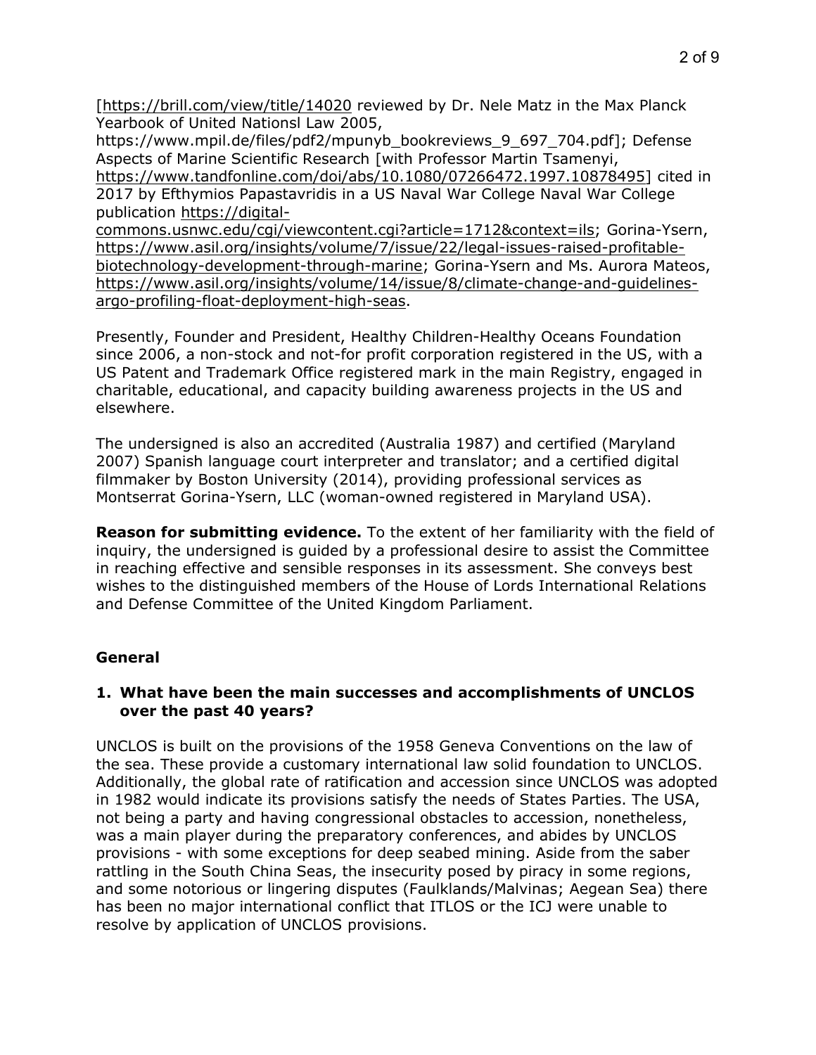[https://brill.com/view/title/14020 reviewed by Dr. Nele Matz in the Max Planck Yearbook of United Nationsl Law 2005, https://www.mpil.de/files/pdf2/mpunyb_bookreviews_9_697_704.pdf]; Defense Aspects of Marine Scientific Research [with Professor Martin Tsamenyi, https://www.tandfonline.com/doi/abs/10.1080/07266472.1997.10878495] cited in 2017 by Efthymios Papastavridis in a US Naval War College Naval War College publication https://digital-commons.usnwc.edu/cgi/viewcontent.cgi?article=1712&context=ils; Gorina-Ysern, https://www.asil.org/insights/volume/7/issue/22/legal-issues-raised-profitable-biotechnology-development-through-marine; Gorina-Ysern and Ms. Aurora Mateos, https://www.asil.org/insights/volume/14/issue/8/climate-change-and-guidelines-argo-profiling-float-deployment-high-seas.

Presently, Founder and President, Healthy Children-Healthy Oceans Foundation since 2006, a non-stock and not-for profit corporation registered in the US, with a US Patent and Trademark Office registered mark in the main Registry, engaged in charitable, educational, and capacity building awareness projects in the US and elsewhere.

The undersigned is also an accredited (Australia 1987) and certified (Maryland 2007) Spanish language court interpreter and translator; and a certified digital filmmaker by Boston University (2014), providing professional services as Montserrat Gorina-Ysern, LLC (woman-owned registered in Maryland USA).

**Reason for submitting evidence.** To the extent of her familiarity with the field of inquiry, the undersigned is guided by a professional desire to assist the Committee in reaching effective and sensible responses in its assessment. She conveys best wishes to the distinguished members of the House of Lords International Relations and Defense Committee of the United Kingdom Parliament.

## General

**1. What have been the main successes and accomplishments of UNCLOS over the past 40 years?**

UNCLOS is built on the provisions of the 1958 Geneva Conventions on the law of the sea. These provide a customary international law solid foundation to UNCLOS. Additionally, the global rate of ratification and accession since UNCLOS was adopted in 1982 would indicate its provisions satisfy the needs of States Parties. The USA, not being a party and having congressional obstacles to accession, nonetheless, was a main player during the preparatory conferences, and abides by UNCLOS provisions - with some exceptions for deep seabed mining. Aside from the saber rattling in the South China Seas, the insecurity posed by piracy in some regions, and some notorious or lingering disputes (Faulklands/Malvinas; Aegean Sea) there has been no major international conflict that ITLOS or the ICJ were unable to resolve by application of UNCLOS provisions.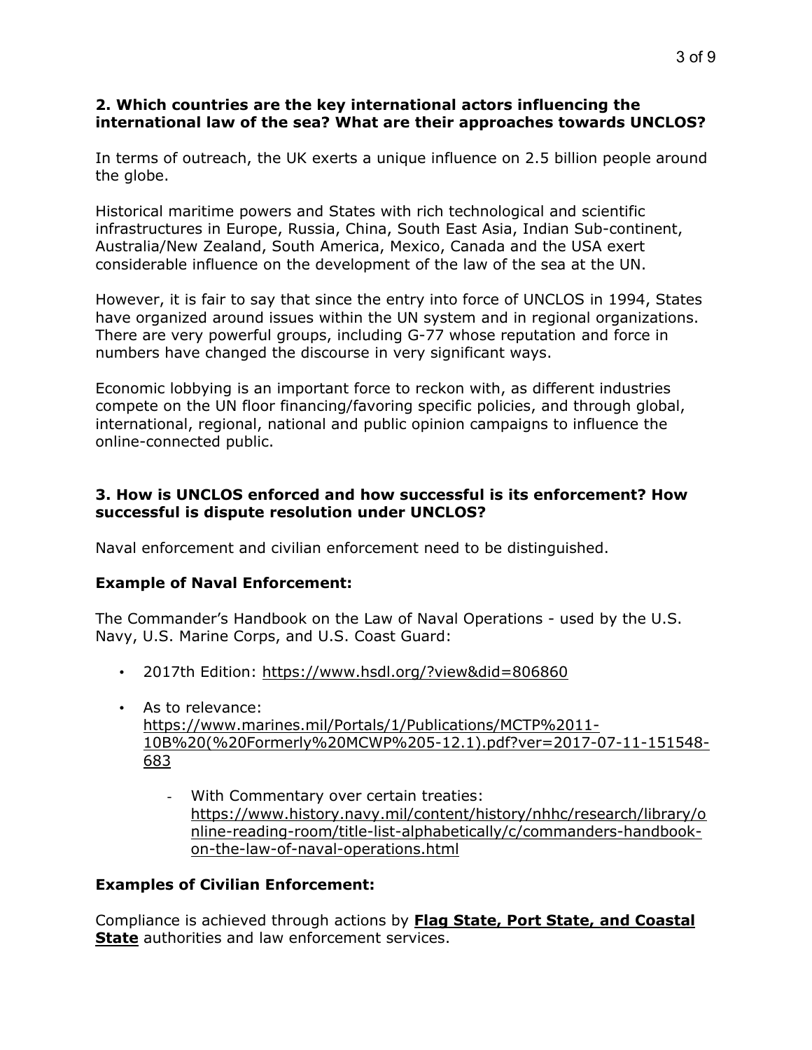**2. Which countries are the key international actors influencing the international law of the sea? What are their approaches towards UNCLOS?**

In terms of outreach, the UK exerts a unique influence on 2.5 billion people around the globe.

Historical maritime powers and States with rich technological and scientific infrastructures in Europe, Russia, China, South East Asia, Indian Sub-continent, Australia/New Zealand, South America, Mexico, Canada and the USA exert considerable influence on the development of the law of the sea at the UN.

However, it is fair to say that since the entry into force of UNCLOS in 1994, States have organized around issues within the UN system and in regional organizations. There are very powerful groups, including G-77 whose reputation and force in numbers have changed the discourse in very significant ways.

Economic lobbying is an important force to reckon with, as different industries compete on the UN floor financing/favoring specific policies, and through global, international, regional, national and public opinion campaigns to influence the online-connected public.

**3. How is UNCLOS enforced and how successful is its enforcement? How successful is dispute resolution under UNCLOS?**

Naval enforcement and civilian enforcement need to be distinguished.

**Example of Naval Enforcement:**

The Commander's Handbook on the Law of Naval Operations - used by the U.S. Navy, U.S. Marine Corps, and U.S. Coast Guard:

- 2017th Edition: https://www.hsdl.org/?view&did=806860
- As to relevance: https://www.marines.mil/Portals/1/Publications/MCTP%2011-10B%20(%20Formerly%20MCWP%205-12.1).pdf?ver=2017-07-11-151548-683
    - With Commentary over certain treaties: https://www.history.navy.mil/content/history/nhhc/research/library/online-reading-room/title-list-alphabetically/c/commanders-handbook-on-the-law-of-naval-operations.html

**Examples of Civilian Enforcement:**

Compliance is achieved through actions by **Flag State, Port State, and Coastal State** authorities and law enforcement services.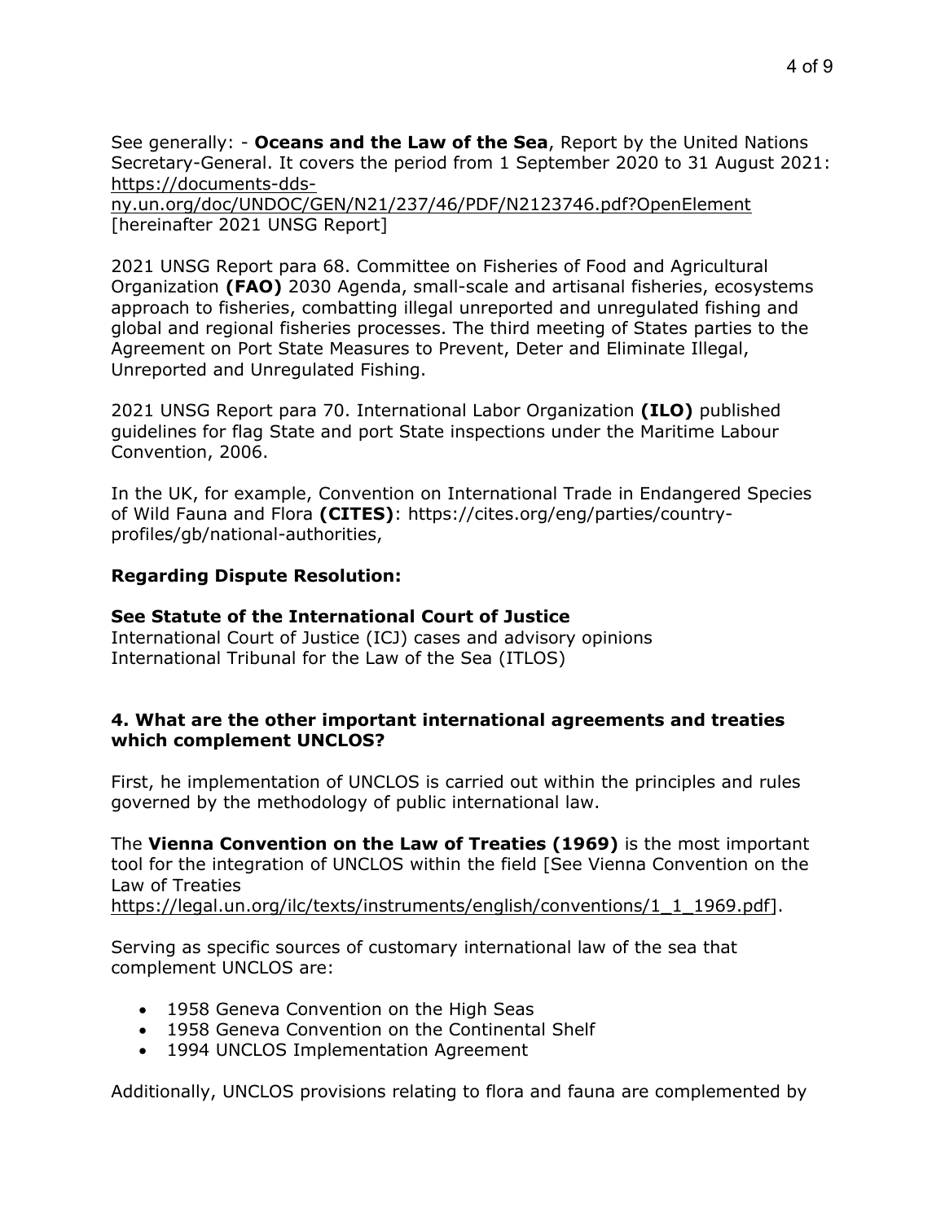See generally: - **Oceans and the Law of the Sea**, Report by the United Nations Secretary-General. It covers the period from 1 September 2020 to 31 August 2021: https://documents-dds-ny.un.org/doc/UNDOC/GEN/N21/237/46/PDF/N2123746.pdf?OpenElement [hereinafter 2021 UNSG Report]

2021 UNSG Report para 68. Committee on Fisheries of Food and Agricultural Organization **(FAO)** 2030 Agenda, small-scale and artisanal fisheries, ecosystems approach to fisheries, combatting illegal unreported and unregulated fishing and global and regional fisheries processes. The third meeting of States parties to the Agreement on Port State Measures to Prevent, Deter and Eliminate Illegal, Unreported and Unregulated Fishing.

2021 UNSG Report para 70. International Labor Organization **(ILO)** published guidelines for flag State and port State inspections under the Maritime Labour Convention, 2006.

In the UK, for example, Convention on International Trade in Endangered Species of Wild Fauna and Flora **(CITES)**: https://cites.org/eng/parties/country-profiles/gb/national-authorities,

**Regarding Dispute Resolution:**

**See Statute of the International Court of Justice**
International Court of Justice (ICJ) cases and advisory opinions
International Tribunal for the Law of the Sea (ITLOS)

### 4. What are the other important international agreements and treaties which complement UNCLOS?

First, he implementation of UNCLOS is carried out within the principles and rules governed by the methodology of public international law.

The **Vienna Convention on the Law of Treaties (1969)** is the most important tool for the integration of UNCLOS within the field [See Vienna Convention on the Law of Treaties https://legal.un.org/ilc/texts/instruments/english/conventions/1_1_1969.pdf].

Serving as specific sources of customary international law of the sea that complement UNCLOS are:

- 1958 Geneva Convention on the High Seas
- 1958 Geneva Convention on the Continental Shelf
- 1994 UNCLOS Implementation Agreement

Additionally, UNCLOS provisions relating to flora and fauna are complemented by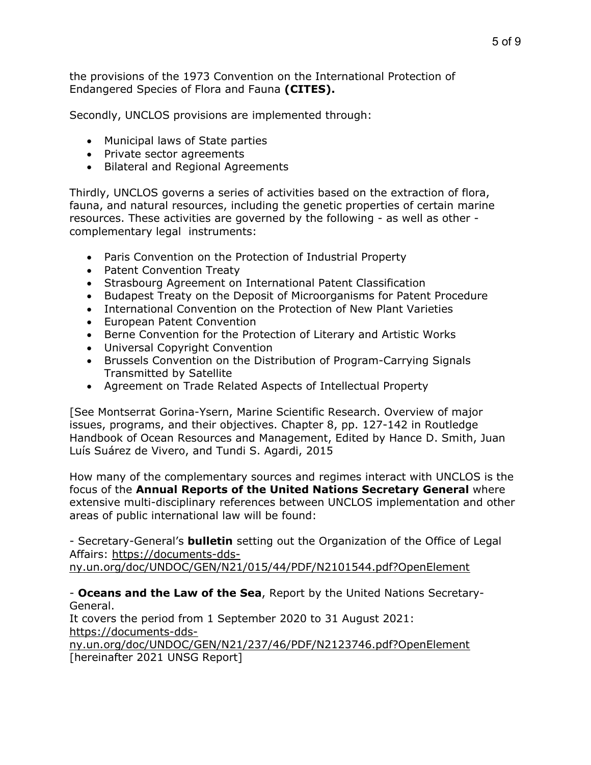the provisions of the 1973 Convention on the International Protection of Endangered Species of Flora and Fauna **(CITES).**

Secondly, UNCLOS provisions are implemented through:

- Municipal laws of State parties
- Private sector agreements
- Bilateral and Regional Agreements

Thirdly, UNCLOS governs a series of activities based on the extraction of flora, fauna, and natural resources, including the genetic properties of certain marine resources. These activities are governed by the following - as well as other - complementary legal instruments:

- Paris Convention on the Protection of Industrial Property
- Patent Convention Treaty
- Strasbourg Agreement on International Patent Classification
- Budapest Treaty on the Deposit of Microorganisms for Patent Procedure
- International Convention on the Protection of New Plant Varieties
- European Patent Convention
- Berne Convention for the Protection of Literary and Artistic Works
- Universal Copyright Convention
- Brussels Convention on the Distribution of Program-Carrying Signals Transmitted by Satellite
- Agreement on Trade Related Aspects of Intellectual Property

[See Montserrat Gorina-Ysern, Marine Scientific Research. Overview of major issues, programs, and their objectives. Chapter 8, pp. 127-142 in Routledge Handbook of Ocean Resources and Management, Edited by Hance D. Smith, Juan Luís Suárez de Vivero, and Tundi S. Agardi, 2015

How many of the complementary sources and regimes interact with UNCLOS is the focus of the **Annual Reports of the United Nations Secretary General** where extensive multi-disciplinary references between UNCLOS implementation and other areas of public international law will be found:

- Secretary-General's **bulletin** setting out the Organization of the Office of Legal Affairs: https://documents-dds-ny.un.org/doc/UNDOC/GEN/N21/015/44/PDF/N2101544.pdf?OpenElement

- **Oceans and the Law of the Sea**, Report by the United Nations Secretary-General.
It covers the period from 1 September 2020 to 31 August 2021: https://documents-dds-ny.un.org/doc/UNDOC/GEN/N21/237/46/PDF/N2123746.pdf?OpenElement [hereinafter 2021 UNSG Report]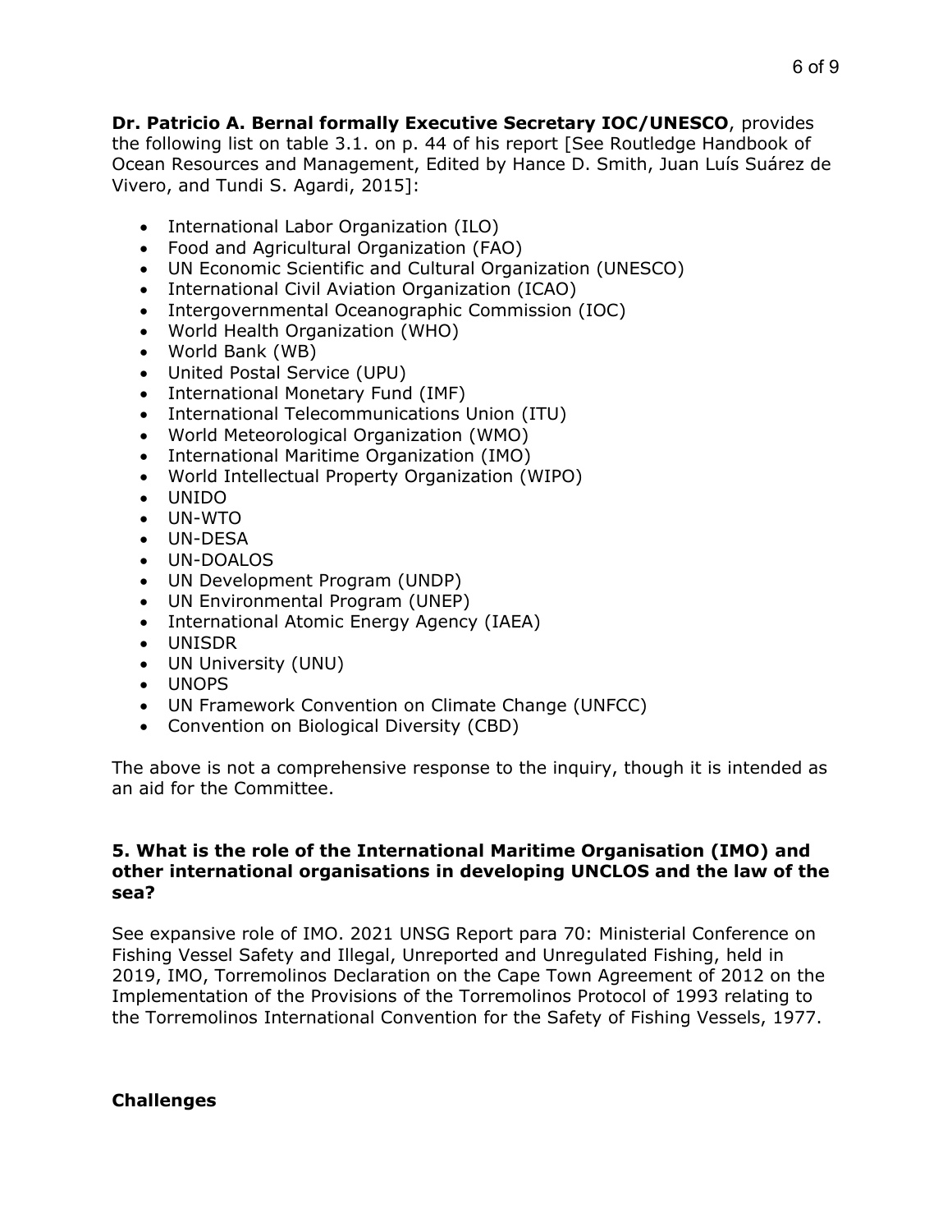**Dr. Patricio A. Bernal formally Executive Secretary IOC/UNESCO**, provides the following list on table 3.1. on p. 44 of his report [See Routledge Handbook of Ocean Resources and Management, Edited by Hance D. Smith, Juan Luís Suárez de Vivero, and Tundi S. Agardi, 2015]:

- International Labor Organization (ILO)
- Food and Agricultural Organization (FAO)
- UN Economic Scientific and Cultural Organization (UNESCO)
- International Civil Aviation Organization (ICAO)
- Intergovernmental Oceanographic Commission (IOC)
- World Health Organization (WHO)
- World Bank (WB)
- United Postal Service (UPU)
- International Monetary Fund (IMF)
- International Telecommunications Union (ITU)
- World Meteorological Organization (WMO)
- International Maritime Organization (IMO)
- World Intellectual Property Organization (WIPO)
- UNIDO
- UN-WTO
- UN-DESA
- UN-DOALOS
- UN Development Program (UNDP)
- UN Environmental Program (UNEP)
- International Atomic Energy Agency (IAEA)
- UNISDR
- UN University (UNU)
- UNOPS
- UN Framework Convention on Climate Change (UNFCC)
- Convention on Biological Diversity (CBD)

The above is not a comprehensive response to the inquiry, though it is intended as an aid for the Committee.

**5. What is the role of the International Maritime Organisation (IMO) and other international organisations in developing UNCLOS and the law of the sea?**

See expansive role of IMO. 2021 UNSG Report para 70: Ministerial Conference on Fishing Vessel Safety and Illegal, Unreported and Unregulated Fishing, held in 2019, IMO, Torremolinos Declaration on the Cape Town Agreement of 2012 on the Implementation of the Provisions of the Torremolinos Protocol of 1993 relating to the Torremolinos International Convention for the Safety of Fishing Vessels, 1977.

**Challenges**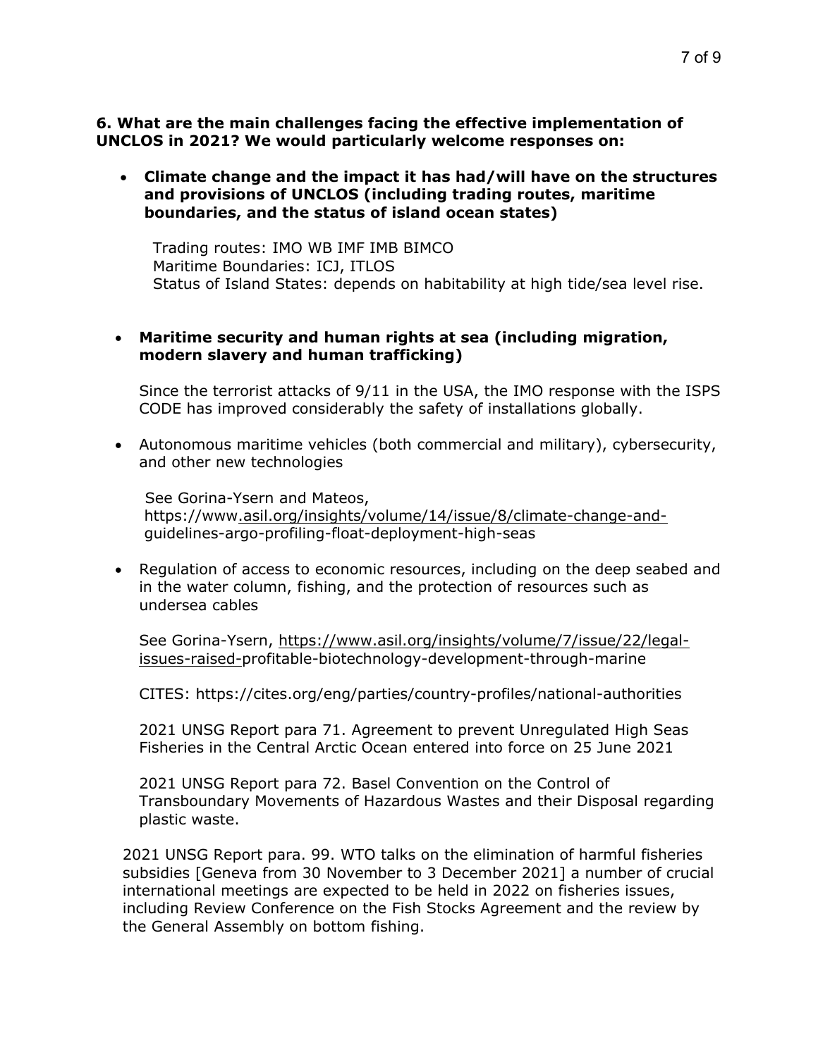**6. What are the main challenges facing the effective implementation of UNCLOS in 2021? We would particularly welcome responses on:**

- **Climate change and the impact it has had/will have on the structures and provisions of UNCLOS (including trading routes, maritime boundaries, and the status of island ocean states)**

  Trading routes: IMO WB IMF IMB BIMCO
  Maritime Boundaries: ICJ, ITLOS
  Status of Island States: depends on habitability at high tide/sea level rise.

- **Maritime security and human rights at sea (including migration, modern slavery and human trafficking)**

  Since the terrorist attacks of 9/11 in the USA, the IMO response with the ISPS CODE has improved considerably the safety of installations globally.

- Autonomous maritime vehicles (both commercial and military), cybersecurity, and other new technologies

  See Gorina-Ysern and Mateos, https://www.asil.org/insights/volume/14/issue/8/climate-change-and-guidelines-argo-profiling-float-deployment-high-seas

- Regulation of access to economic resources, including on the deep seabed and in the water column, fishing, and the protection of resources such as undersea cables

  See Gorina-Ysern, https://www.asil.org/insights/volume/7/issue/22/legal-issues-raised-profitable-biotechnology-development-through-marine

  CITES: https://cites.org/eng/parties/country-profiles/national-authorities

  2021 UNSG Report para 71. Agreement to prevent Unregulated High Seas Fisheries in the Central Arctic Ocean entered into force on 25 June 2021

  2021 UNSG Report para 72. Basel Convention on the Control of Transboundary Movements of Hazardous Wastes and their Disposal regarding plastic waste.

2021 UNSG Report para. 99. WTO talks on the elimination of harmful fisheries subsidies [Geneva from 30 November to 3 December 2021] a number of crucial international meetings are expected to be held in 2022 on fisheries issues, including Review Conference on the Fish Stocks Agreement and the review by the General Assembly on bottom fishing.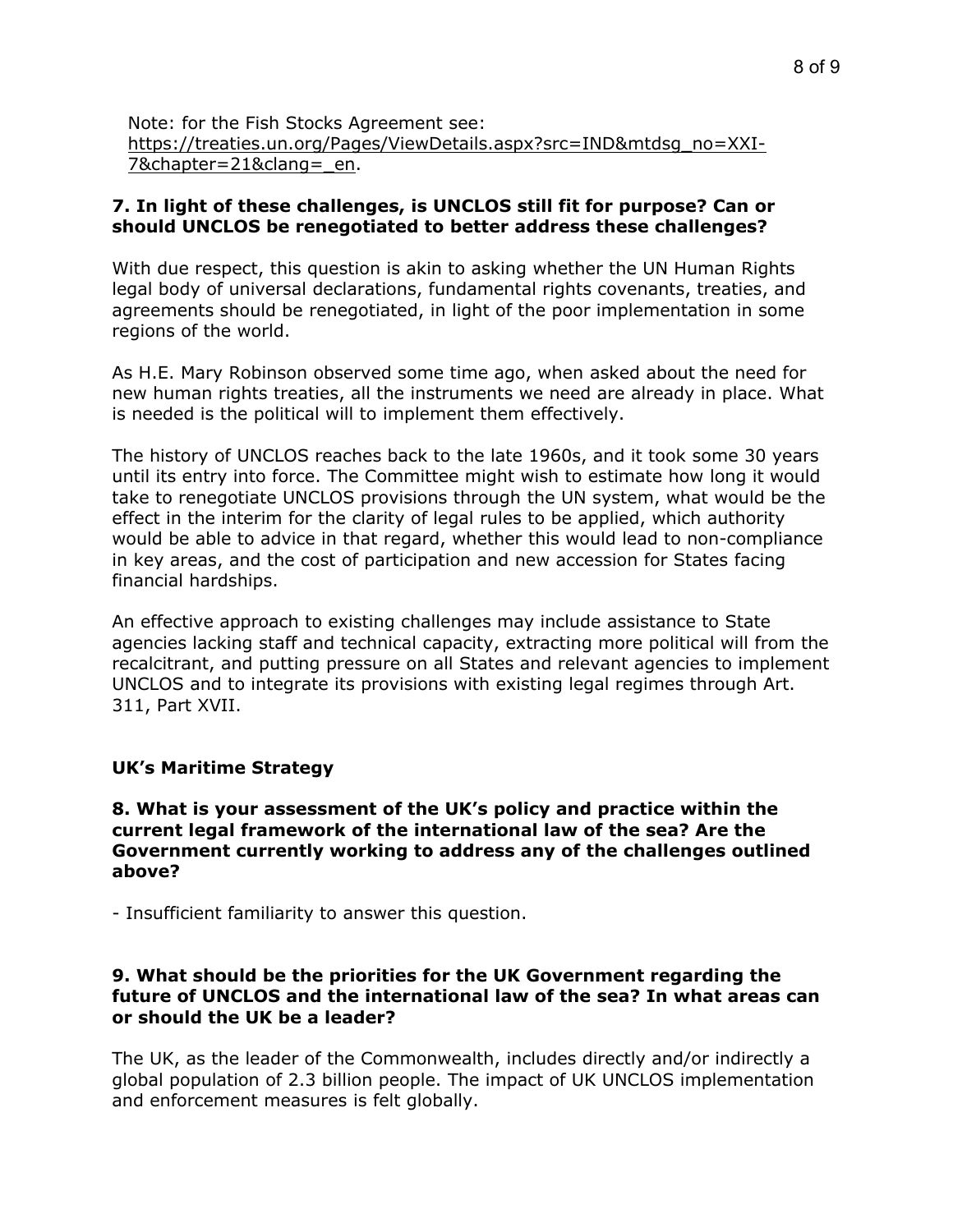Note: for the Fish Stocks Agreement see: [https://treaties.un.org/Pages/ViewDetails.aspx?src=IND&mtdsg_no=XXI-7&chapter=21&clang=_en](https://treaties.un.org/Pages/ViewDetails.aspx?src=IND&mtdsg_no=XXI-7&chapter=21&clang=_en).

**7. In light of these challenges, is UNCLOS still fit for purpose? Can or should UNCLOS be renegotiated to better address these challenges?**

With due respect, this question is akin to asking whether the UN Human Rights legal body of universal declarations, fundamental rights covenants, treaties, and agreements should be renegotiated, in light of the poor implementation in some regions of the world.

As H.E. Mary Robinson observed some time ago, when asked about the need for new human rights treaties, all the instruments we need are already in place. What is needed is the political will to implement them effectively.

The history of UNCLOS reaches back to the late 1960s, and it took some 30 years until its entry into force. The Committee might wish to estimate how long it would take to renegotiate UNCLOS provisions through the UN system, what would be the effect in the interim for the clarity of legal rules to be applied, which authority would be able to advice in that regard, whether this would lead to non-compliance in key areas, and the cost of participation and new accession for States facing financial hardships.

An effective approach to existing challenges may include assistance to State agencies lacking staff and technical capacity, extracting more political will from the recalcitrant, and putting pressure on all States and relevant agencies to implement UNCLOS and to integrate its provisions with existing legal regimes through Art. 311, Part XVII.

## UK's Maritime Strategy

**8. What is your assessment of the UK's policy and practice within the current legal framework of the international law of the sea? Are the Government currently working to address any of the challenges outlined above?**

- Insufficient familiarity to answer this question.

**9. What should be the priorities for the UK Government regarding the future of UNCLOS and the international law of the sea? In what areas can or should the UK be a leader?**

The UK, as the leader of the Commonwealth, includes directly and/or indirectly a global population of 2.3 billion people. The impact of UK UNCLOS implementation and enforcement measures is felt globally.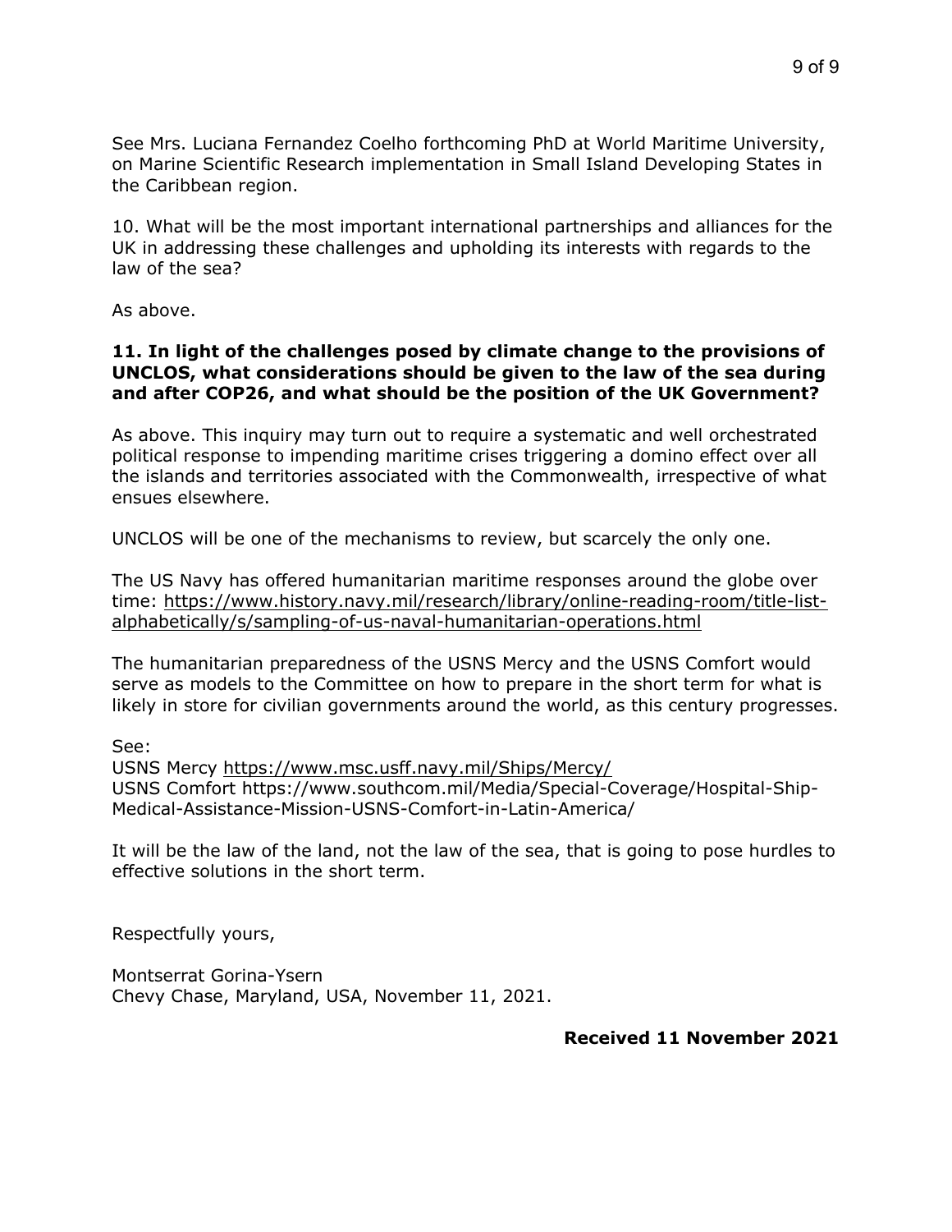See Mrs. Luciana Fernandez Coelho forthcoming PhD at World Maritime University, on Marine Scientific Research implementation in Small Island Developing States in the Caribbean region.

10. What will be the most important international partnerships and alliances for the UK in addressing these challenges and upholding its interests with regards to the law of the sea?

As above.

**11. In light of the challenges posed by climate change to the provisions of UNCLOS, what considerations should be given to the law of the sea during and after COP26, and what should be the position of the UK Government?**

As above. This inquiry may turn out to require a systematic and well orchestrated political response to impending maritime crises triggering a domino effect over all the islands and territories associated with the Commonwealth, irrespective of what ensues elsewhere.

UNCLOS will be one of the mechanisms to review, but scarcely the only one.

The US Navy has offered humanitarian maritime responses around the globe over time: https://www.history.navy.mil/research/library/online-reading-room/title-list-alphabetically/s/sampling-of-us-naval-humanitarian-operations.html

The humanitarian preparedness of the USNS Mercy and the USNS Comfort would serve as models to the Committee on how to prepare in the short term for what is likely in store for civilian governments around the world, as this century progresses.

See:
USNS Mercy https://www.msc.usff.navy.mil/Ships/Mercy/
USNS Comfort https://www.southcom.mil/Media/Special-Coverage/Hospital-Ship-Medical-Assistance-Mission-USNS-Comfort-in-Latin-America/

It will be the law of the land, not the law of the sea, that is going to pose hurdles to effective solutions in the short term.

Respectfully yours,

Montserrat Gorina-Ysern
Chevy Chase, Maryland, USA, November 11, 2021.

**Received 11 November 2021**